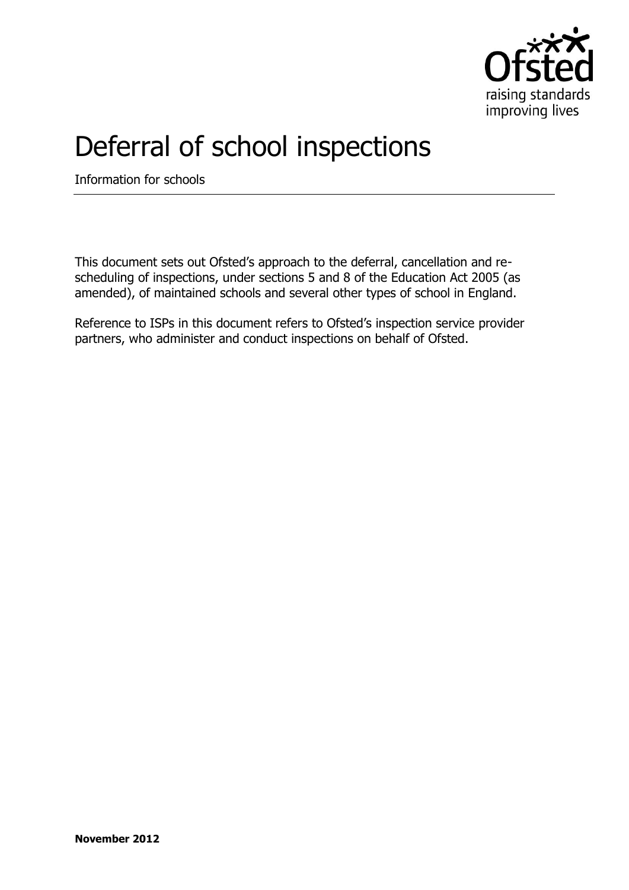Ofsted
raising standards
improving lives

# Deferral of school inspections

Information for schools

This document sets out Ofsted's approach to the deferral, cancellation and re-scheduling of inspections, under sections 5 and 8 of the Education Act 2005 (as amended), of maintained schools and several other types of school in England.

Reference to ISPs in this document refers to Ofsted's inspection service provider partners, who administer and conduct inspections on behalf of Ofsted.

**November 2012**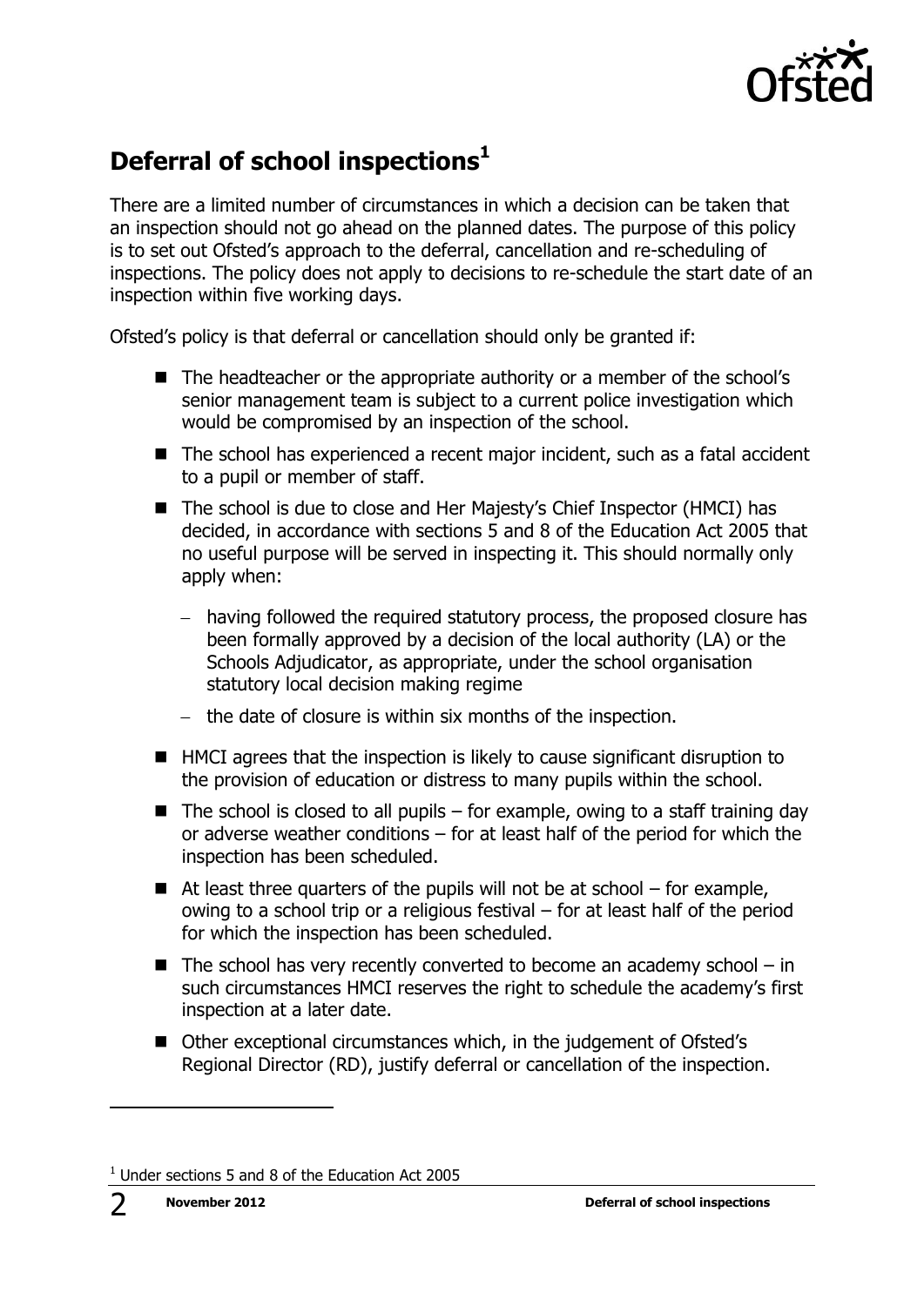## Deferral of school inspections[1]

There are a limited number of circumstances in which a decision can be taken that an inspection should not go ahead on the planned dates. The purpose of this policy is to set out Ofsted's approach to the deferral, cancellation and re-scheduling of inspections. The policy does not apply to decisions to re-schedule the start date of an inspection within five working days.

Ofsted's policy is that deferral or cancellation should only be granted if:

- The headteacher or the appropriate authority or a member of the school's senior management team is subject to a current police investigation which would be compromised by an inspection of the school.
- The school has experienced a recent major incident, such as a fatal accident to a pupil or member of staff.
- The school is due to close and Her Majesty's Chief Inspector (HMCI) has decided, in accordance with sections 5 and 8 of the Education Act 2005 that no useful purpose will be served in inspecting it. This should normally only apply when:
  - having followed the required statutory process, the proposed closure has been formally approved by a decision of the local authority (LA) or the Schools Adjudicator, as appropriate, under the school organisation statutory local decision making regime
  - the date of closure is within six months of the inspection.
- HMCI agrees that the inspection is likely to cause significant disruption to the provision of education or distress to many pupils within the school.
- The school is closed to all pupils – for example, owing to a staff training day or adverse weather conditions – for at least half of the period for which the inspection has been scheduled.
- At least three quarters of the pupils will not be at school – for example, owing to a school trip or a religious festival – for at least half of the period for which the inspection has been scheduled.
- The school has very recently converted to become an academy school – in such circumstances HMCI reserves the right to schedule the academy's first inspection at a later date.
- Other exceptional circumstances which, in the judgement of Ofsted's Regional Director (RD), justify deferral or cancellation of the inspection.

[1] Under sections 5 and 8 of the Education Act 2005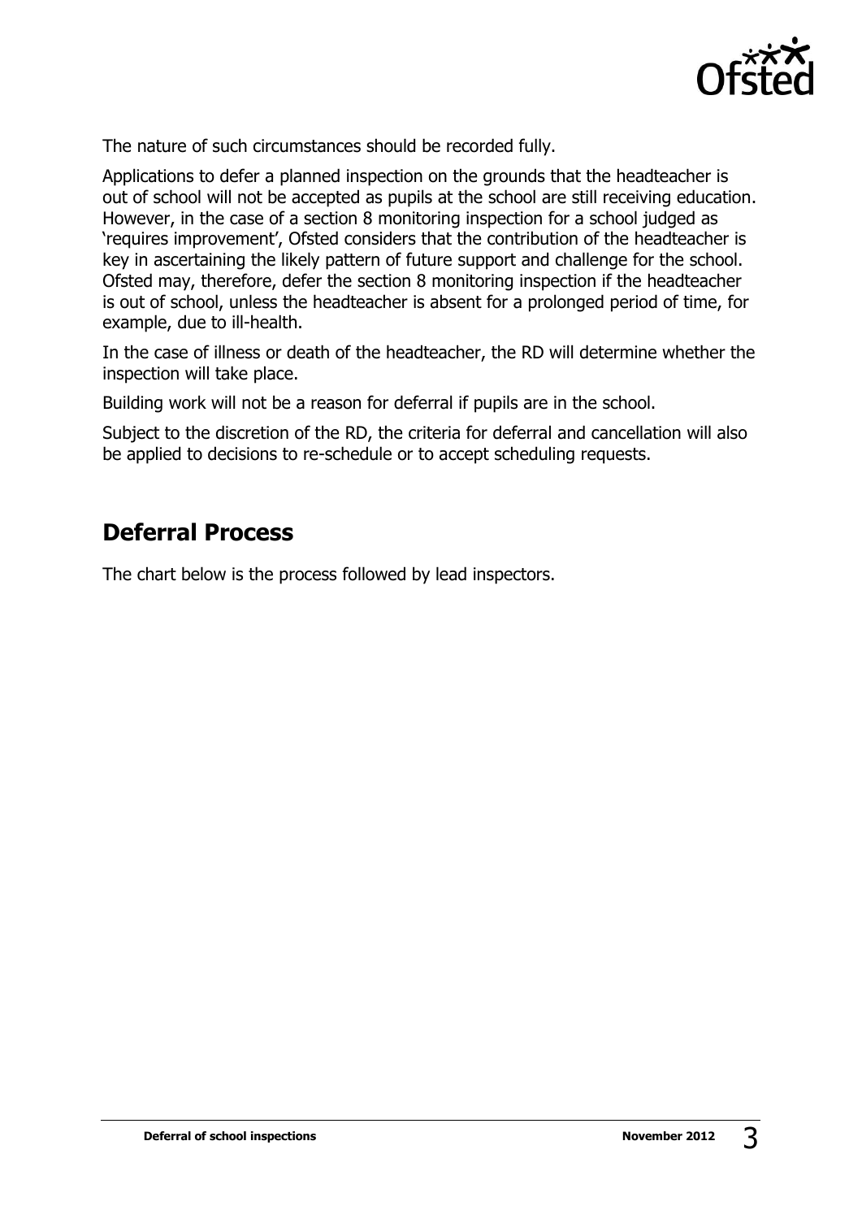The nature of such circumstances should be recorded fully.

Applications to defer a planned inspection on the grounds that the headteacher is out of school will not be accepted as pupils at the school are still receiving education. However, in the case of a section 8 monitoring inspection for a school judged as 'requires improvement', Ofsted considers that the contribution of the headteacher is key in ascertaining the likely pattern of future support and challenge for the school. Ofsted may, therefore, defer the section 8 monitoring inspection if the headteacher is out of school, unless the headteacher is absent for a prolonged period of time, for example, due to ill-health.

In the case of illness or death of the headteacher, the RD will determine whether the inspection will take place.

Building work will not be a reason for deferral if pupils are in the school.

Subject to the discretion of the RD, the criteria for deferral and cancellation will also be applied to decisions to re-schedule or to accept scheduling requests.

## Deferral Process

The chart below is the process followed by lead inspectors.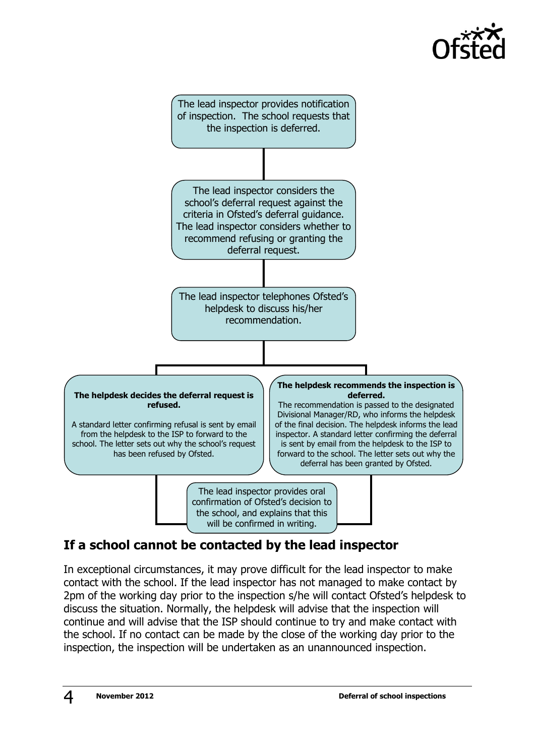The lead inspector provides notification of inspection. The school requests that the inspection is deferred.

The lead inspector considers the school's deferral request against the criteria in Ofsted's deferral guidance. The lead inspector considers whether to recommend refusing or granting the deferral request.

The lead inspector telephones Ofsted's helpdesk to discuss his/her recommendation.

**The helpdesk decides the deferral request is refused.**

A standard letter confirming refusal is sent by email from the helpdesk to the ISP to forward to the school. The letter sets out why the school's request has been refused by Ofsted.

**The helpdesk recommends the inspection is deferred.**

The recommendation is passed to the designated Divisional Manager/RD, who informs the helpdesk of the final decision. The helpdesk informs the lead inspector. A standard letter confirming the deferral is sent by email from the helpdesk to the ISP to forward to the school. The letter sets out why the deferral has been granted by Ofsted.

The lead inspector provides oral confirmation of Ofsted's decision to the school, and explains that this will be confirmed in writing.

## If a school cannot be contacted by the lead inspector

In exceptional circumstances, it may prove difficult for the lead inspector to make contact with the school. If the lead inspector has not managed to make contact by 2pm of the working day prior to the inspection s/he will contact Ofsted's helpdesk to discuss the situation. Normally, the helpdesk will advise that the inspection will continue and will advise that the ISP should continue to try and make contact with the school. If no contact can be made by the close of the working day prior to the inspection, the inspection will be undertaken as an unannounced inspection.